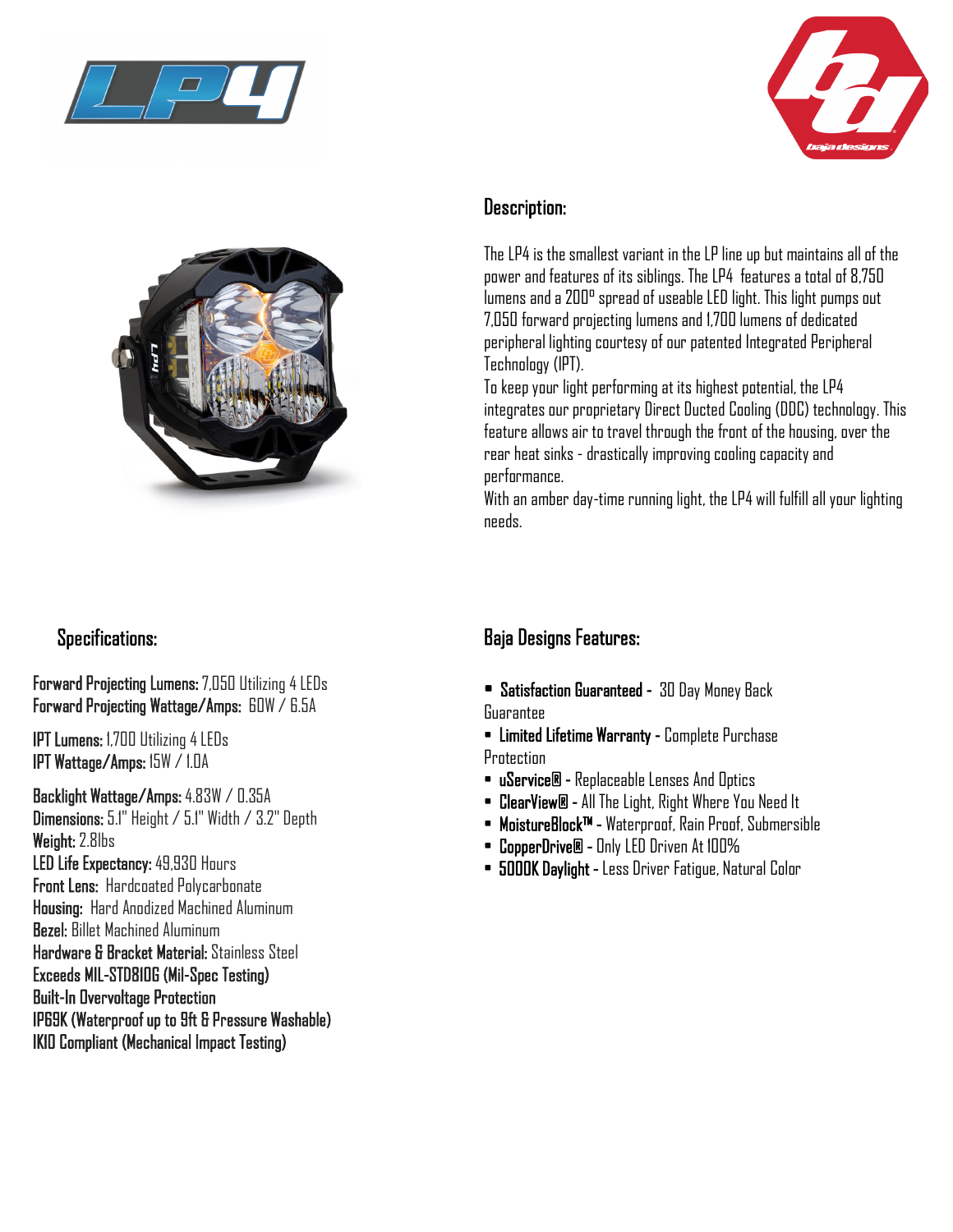## Description:

The LP4 is the smallest variant in the LP line up but maintains all of the power and features of its siblings. The LP4 features a total of 8,750 lumens and a 200° spread of useable LED light. This light pumps out 7,050 forward projecting lumens and 1,700 lumens of dedicated peripheral lighting courtesy of our patented Integrated Peripheral Technology (IPT).

To keep your light performing at its highest potential, the LP4 integrates our proprietary Direct Ducted Cooling (DDC) technology. This feature allows air to travel through the front of the housing, over the rear heat sinks - drastically improving cooling capacity and performance.

With an amber day-time running light, the LP4 will fulfill all your lighting needs.

## Specifications:

**Forward Projecting Lumens:** 7,050 Utilizing 4 LEDs
**Forward Projecting Wattage/Amps:** 60W / 6.5A

**IPT Lumens:** 1,700 Utilizing 4 LEDs
**IPT Wattage/Amps:** 15W / 1.0A

**Backlight Wattage/Amps:** 4.83W / 0.35A
**Dimensions:** 5.1" Height / 5.1" Width / 3.2" Depth
**Weight:** 2.8lbs
**LED Life Expectancy:** 49,930 Hours
**Front Lens:** Hardcoated Polycarbonate
**Housing:** Hard Anodized Machined Aluminum
**Bezel:** Billet Machined Aluminum
**Hardware & Bracket Material:** Stainless Steel
**Exceeds MIL-STD810G (Mil-Spec Testing)**
**Built-In Overvoltage Protection**
**IP69K (Waterproof up to 9ft & Pressure Washable)**
**IK10 Compliant (Mechanical Impact Testing)**

## Baja Designs Features:

- **Satisfaction Guaranteed -** 30 Day Money Back Guarantee
- **Limited Lifetime Warranty -** Complete Purchase Protection
- **uService® -** Replaceable Lenses And Optics
- **ClearView® -** All The Light, Right Where You Need It
- **MoistureBlock™ -** Waterproof, Rain Proof, Submersible
- **CopperDrive® -** Only LED Driven At 100%
- **5000K Daylight -** Less Driver Fatigue, Natural Color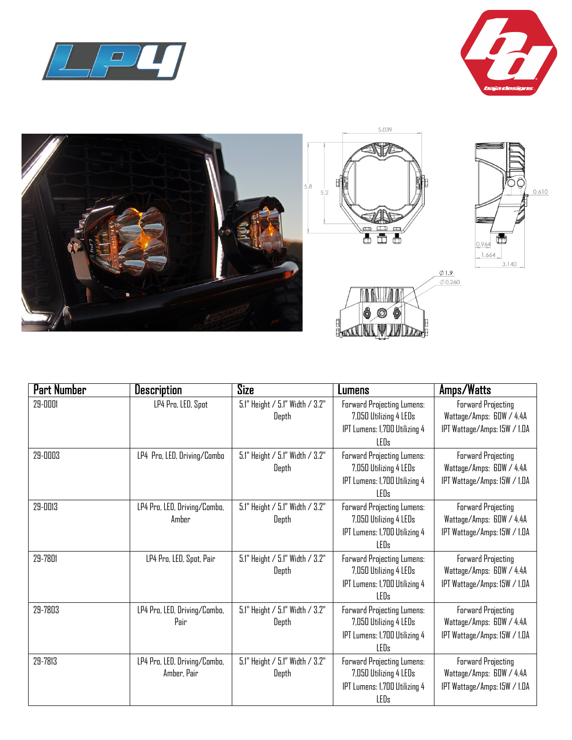| Part Number | Description | Size | Lumens | Amps/Watts |
|---|---|---|---|---|
| 29-0001 | LP4 Pro, LED, Spot | 5.1" Height / 5.1" Width / 3.2" Depth | Forward Projecting Lumens: 7,050 Utilizing 4 LEDs<br>IPT Lumens: 1,700 Utilizing 4 LEDs | Forward Projecting Wattage/Amps: 60W / 4.4A<br>IPT Wattage/Amps: 15W / 1.0A |
| 29-0003 | LP4 Pro, LED, Driving/Combo | 5.1" Height / 5.1" Width / 3.2" Depth | Forward Projecting Lumens: 7,050 Utilizing 4 LEDs<br>IPT Lumens: 1,700 Utilizing 4 LEDs | Forward Projecting Wattage/Amps: 60W / 4.4A<br>IPT Wattage/Amps: 15W / 1.0A |
| 29-0013 | LP4 Pro, LED, Driving/Combo, Amber | 5.1" Height / 5.1" Width / 3.2" Depth | Forward Projecting Lumens: 7,050 Utilizing 4 LEDs<br>IPT Lumens: 1,700 Utilizing 4 LEDs | Forward Projecting Wattage/Amps: 60W / 4.4A<br>IPT Wattage/Amps: 15W / 1.0A |
| 29-7801 | LP4 Pro, LED, Spot, Pair | 5.1" Height / 5.1" Width / 3.2" Depth | Forward Projecting Lumens: 7,050 Utilizing 4 LEDs<br>IPT Lumens: 1,700 Utilizing 4 LEDs | Forward Projecting Wattage/Amps: 60W / 4.4A<br>IPT Wattage/Amps: 15W / 1.0A |
| 29-7803 | LP4 Pro, LED, Driving/Combo, Pair | 5.1" Height / 5.1" Width / 3.2" Depth | Forward Projecting Lumens: 7,050 Utilizing 4 LEDs<br>IPT Lumens: 1,700 Utilizing 4 LEDs | Forward Projecting Wattage/Amps: 60W / 4.4A<br>IPT Wattage/Amps: 15W / 1.0A |
| 29-7813 | LP4 Pro, LED, Driving/Combo, Amber, Pair | 5.1" Height / 5.1" Width / 3.2" Depth | Forward Projecting Lumens: 7,050 Utilizing 4 LEDs<br>IPT Lumens: 1,700 Utilizing 4 LEDs | Forward Projecting Wattage/Amps: 60W / 4.4A<br>IPT Wattage/Amps: 15W / 1.0A |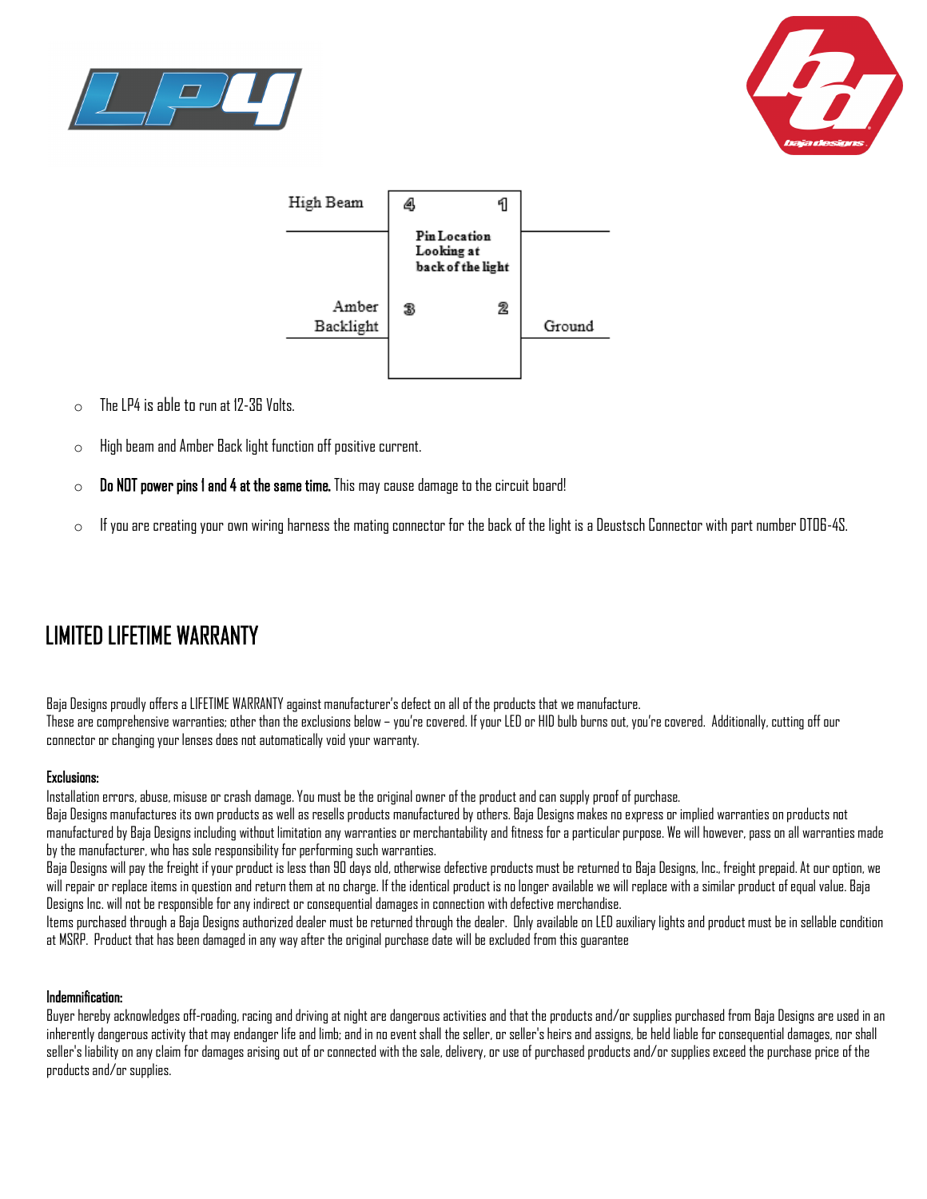High Beam | 4 | 1 |

Pin Location Looking at back of the light

Amber Backlight | 3 | 2 | Ground

- The LP4 is able to run at 12-36 Volts.
- High beam and Amber Back light function off positive current.
- **Do NOT power pins 1 and 4 at the same time.** This may cause damage to the circuit board!
- If you are creating your own wiring harness the mating connector for the back of the light is a Deustsch Connector with part number DT06-4S.

## LIMITED LIFETIME WARRANTY

Baja Designs proudly offers a LIFETIME WARRANTY against manufacturer's defect on all of the products that we manufacture.
These are comprehensive warranties; other than the exclusions below – you're covered. If your LED or HID bulb burns out, you're covered. Additionally, cutting off our connector or changing your lenses does not automatically void your warranty.

**Exclusions:**
Installation errors, abuse, misuse or crash damage. You must be the original owner of the product and can supply proof of purchase.
Baja Designs manufactures its own products as well as resells products manufactured by others. Baja Designs makes no express or implied warranties on products not manufactured by Baja Designs including without limitation any warranties or merchantability and fitness for a particular purpose. We will however, pass on all warranties made by the manufacturer, who has sole responsibility for performing such warranties.
Baja Designs will pay the freight if your product is less than 90 days old, otherwise defective products must be returned to Baja Designs, Inc., freight prepaid. At our option, we will repair or replace items in question and return them at no charge. If the identical product is no longer available we will replace with a similar product of equal value. Baja Designs Inc. will not be responsible for any indirect or consequential damages in connection with defective merchandise.
Items purchased through a Baja Designs authorized dealer must be returned through the dealer. Only available on LED auxiliary lights and product must be in sellable condition at MSRP. Product that has been damaged in any way after the original purchase date will be excluded from this guarantee

**Indemnification:**
Buyer hereby acknowledges off-roading, racing and driving at night are dangerous activities and that the products and/or supplies purchased from Baja Designs are used in an inherently dangerous activity that may endanger life and limb; and in no event shall the seller, or seller's heirs and assigns, be held liable for consequential damages, nor shall seller's liability on any claim for damages arising out of or connected with the sale, delivery, or use of purchased products and/or supplies exceed the purchase price of the products and/or supplies.